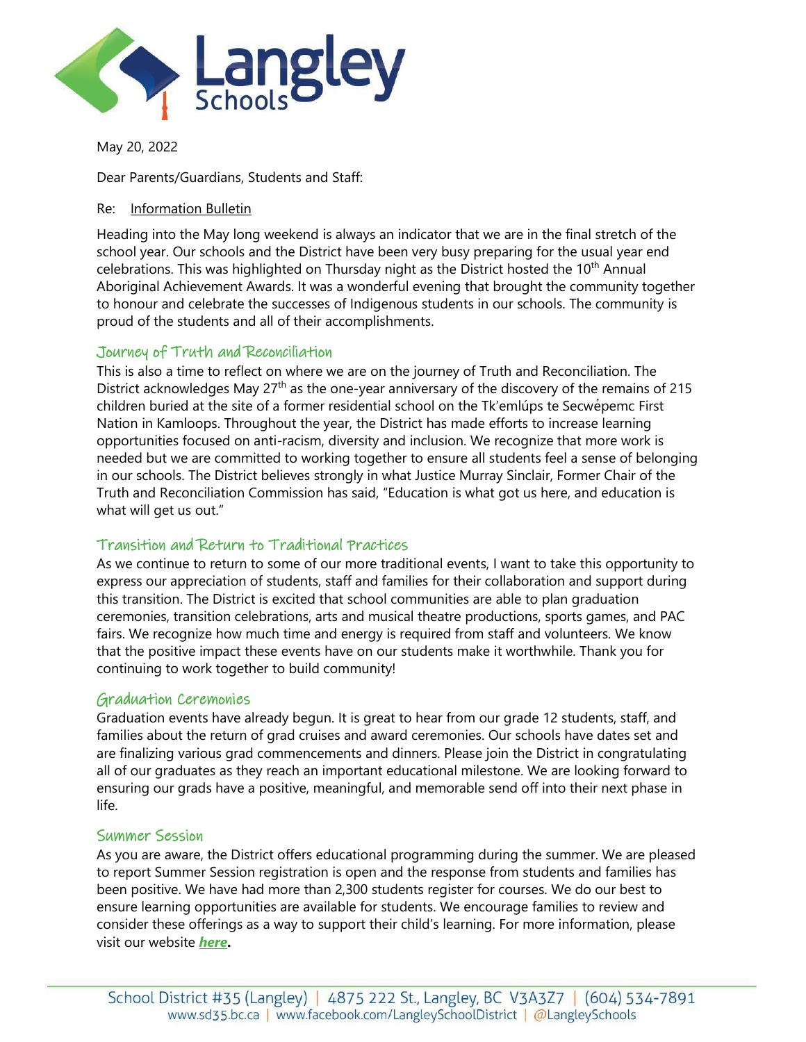May 20, 2022

Dear Parents/Guardians, Students and Staff:

Re: Information Bulletin

Heading into the May long weekend is always an indicator that we are in the final stretch of the school year. Our schools and the District have been very busy preparing for the usual year end celebrations. This was highlighted on Thursday night as the District hosted the 10th Annual Aboriginal Achievement Awards. It was a wonderful evening that brought the community together to honour and celebrate the successes of Indigenous students in our schools. The community is proud of the students and all of their accomplishments.

## Journey of Truth and Reconciliation

This is also a time to reflect on where we are on the journey of Truth and Reconciliation. The District acknowledges May 27th as the one-year anniversary of the discovery of the remains of 215 children buried at the site of a former residential school on the Tk'emlúps te Secwépemc First Nation in Kamloops. Throughout the year, the District has made efforts to increase learning opportunities focused on anti-racism, diversity and inclusion. We recognize that more work is needed but we are committed to working together to ensure all students feel a sense of belonging in our schools. The District believes strongly in what Justice Murray Sinclair, Former Chair of the Truth and Reconciliation Commission has said, "Education is what got us here, and education is what will get us out."

## Transition and Return to Traditional Practices

As we continue to return to some of our more traditional events, I want to take this opportunity to express our appreciation of students, staff and families for their collaboration and support during this transition. The District is excited that school communities are able to plan graduation ceremonies, transition celebrations, arts and musical theatre productions, sports games, and PAC fairs. We recognize how much time and energy is required from staff and volunteers. We know that the positive impact these events have on our students make it worthwhile. Thank you for continuing to work together to build community!

## Graduation Ceremonies

Graduation events have already begun. It is great to hear from our grade 12 students, staff, and families about the return of grad cruises and award ceremonies. Our schools have dates set and are finalizing various grad commencements and dinners. Please join the District in congratulating all of our graduates as they reach an important educational milestone. We are looking forward to ensuring our grads have a positive, meaningful, and memorable send off into their next phase in life.

## Summer Session

As you are aware, the District offers educational programming during the summer. We are pleased to report Summer Session registration is open and the response from students and families has been positive. We have had more than 2,300 students register for courses. We do our best to ensure learning opportunities are available for students. We encourage families to review and consider these offerings as a way to support their child's learning. For more information, please visit our website ***here*****.**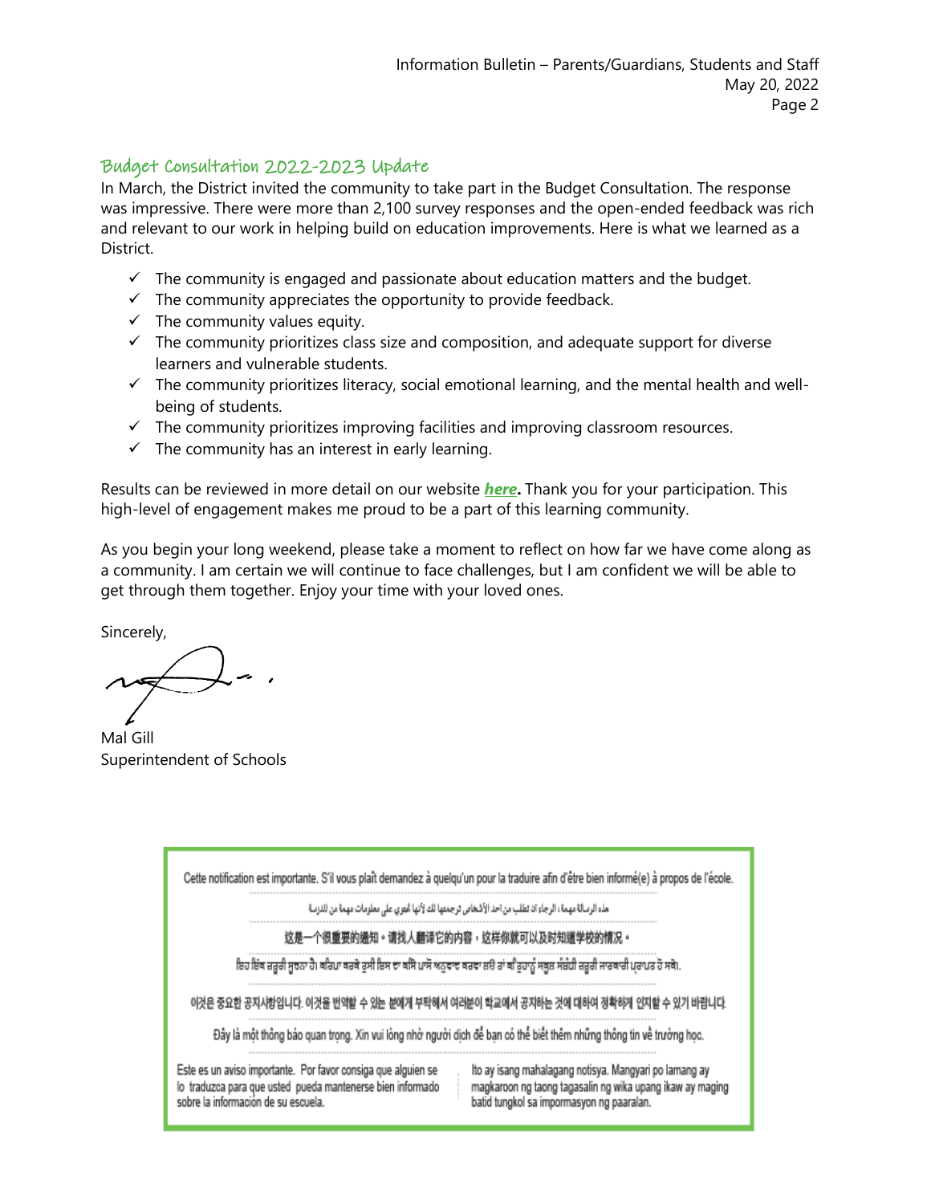## Budget Consultation 2022-2023 Update

In March, the District invited the community to take part in the Budget Consultation. The response was impressive. There were more than 2,100 survey responses and the open-ended feedback was rich and relevant to our work in helping build on education improvements. Here is what we learned as a District.

- ✓ The community is engaged and passionate about education matters and the budget.
- ✓ The community appreciates the opportunity to provide feedback.
- ✓ The community values equity.
- ✓ The community prioritizes class size and composition, and adequate support for diverse learners and vulnerable students.
- ✓ The community prioritizes literacy, social emotional learning, and the mental health and well-being of students.
- ✓ The community prioritizes improving facilities and improving classroom resources.
- ✓ The community has an interest in early learning.

Results can be reviewed in more detail on our website ***here*****.** Thank you for your participation. This high-level of engagement makes me proud to be a part of this learning community.

As you begin your long weekend, please take a moment to reflect on how far we have come along as a community. I am certain we will continue to face challenges, but I am confident we will be able to get through them together. Enjoy your time with your loved ones.

Sincerely,

Mal Gill
Superintendent of Schools

Cette notification est importante. S'il vous plaît demandez à quelqu'un pour la traduire afin d'être bien informé(e) à propos de l'école.

هذه الرسالة مهمة، الرجاء ان تطلب من احد الأشخاص ترجمتها لك لأنها تحتوي على معلومات مهمة من المدرسة

这是一个很重要的通知。请找人翻译它的内容，这样你就可以及时知道学校的情况。

ਇਹ ਇੱਕ ਜ਼ਰੂਰੀ ਸੂਚਨਾ ਹੈ। ਕਿਰਪਾ ਕਰਕੇ ਤੁਸੀਂ ਇਸ ਦਾ ਕਿਸੇ ਪਾਸੋਂ ਅਨੁਵਾਦ ਕਰਵਾ ਲਓ ਤਾਂ ਕਿ ਤੁਹਾਨੂੰ ਸਕੂਲ ਸੰਬੰਧੀ ਜ਼ਰੂਰੀ ਜਾਣਕਾਰੀ ਪ੍ਰਾਪਤ ਹੋ ਸਕੇ.

이것은 중요한 공지사항입니다. 이것을 번역할 수 있는 분에게 부탁해서 여러분이 학교에서 공지하는 것에 대하여 정확하게 인지할 수 있기 바랍니다.

Đây là một thông báo quan trọng. Xin vui lòng nhờ người dịch để bạn có thể biết thêm những thông tin về trường học.

Este es un aviso importante. Por favor consiga que alguien se lo traduzca para que usted pueda mantenerse bien informado sobre la información de su escuela.

Ito ay isang mahalagang notisya. Mangyari po lamang ay magkaroon ng taong tagasalin ng wika upang ikaw ay maging batid tungkol sa impormasyon ng paaralan.